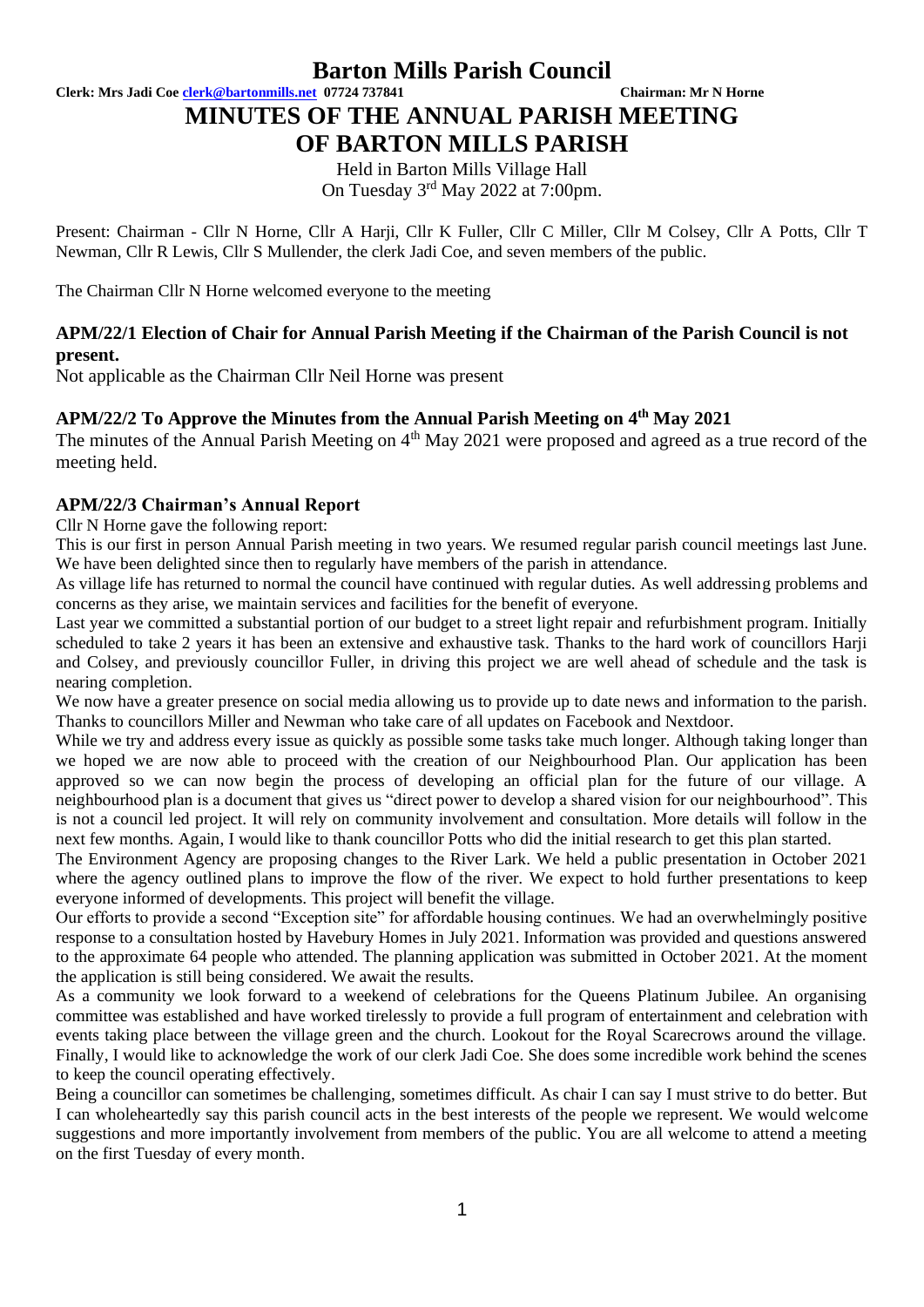# Barton Mills Parish Council

**Clerk: Mrs Jadi Coe clerk@bartonmills.net 07724 737841** **Chairman: Mr N Horne**

# MINUTES OF THE ANNUAL PARISH MEETING OF BARTON MILLS PARISH

Held in Barton Mills Village Hall
On Tuesday 3rd May 2022 at 7:00pm.

Present: Chairman - Cllr N Horne, Cllr A Harji, Cllr K Fuller, Cllr C Miller, Cllr M Colsey, Cllr A Potts, Cllr T Newman, Cllr R Lewis, Cllr S Mullender, the clerk Jadi Coe, and seven members of the public.

The Chairman Cllr N Horne welcomed everyone to the meeting

### APM/22/1 Election of Chair for Annual Parish Meeting if the Chairman of the Parish Council is not present.

Not applicable as the Chairman Cllr Neil Horne was present

### APM/22/2 To Approve the Minutes from the Annual Parish Meeting on 4th May 2021

The minutes of the Annual Parish Meeting on 4th May 2021 were proposed and agreed as a true record of the meeting held.

### APM/22/3 Chairman's Annual Report

Cllr N Horne gave the following report:

This is our first in person Annual Parish meeting in two years. We resumed regular parish council meetings last June. We have been delighted since then to regularly have members of the parish in attendance.

As village life has returned to normal the council have continued with regular duties. As well addressing problems and concerns as they arise, we maintain services and facilities for the benefit of everyone.

Last year we committed a substantial portion of our budget to a street light repair and refurbishment program. Initially scheduled to take 2 years it has been an extensive and exhaustive task. Thanks to the hard work of councillors Harji and Colsey, and previously councillor Fuller, in driving this project we are well ahead of schedule and the task is nearing completion.

We now have a greater presence on social media allowing us to provide up to date news and information to the parish. Thanks to councillors Miller and Newman who take care of all updates on Facebook and Nextdoor.

While we try and address every issue as quickly as possible some tasks take much longer. Although taking longer than we hoped we are now able to proceed with the creation of our Neighbourhood Plan. Our application has been approved so we can now begin the process of developing an official plan for the future of our village. A neighbourhood plan is a document that gives us "direct power to develop a shared vision for our neighbourhood". This is not a council led project. It will rely on community involvement and consultation. More details will follow in the next few months. Again, I would like to thank councillor Potts who did the initial research to get this plan started.

The Environment Agency are proposing changes to the River Lark. We held a public presentation in October 2021 where the agency outlined plans to improve the flow of the river. We expect to hold further presentations to keep everyone informed of developments. This project will benefit the village.

Our efforts to provide a second "Exception site" for affordable housing continues. We had an overwhelmingly positive response to a consultation hosted by Havebury Homes in July 2021. Information was provided and questions answered to the approximate 64 people who attended. The planning application was submitted in October 2021. At the moment the application is still being considered. We await the results.

As a community we look forward to a weekend of celebrations for the Queens Platinum Jubilee. An organising committee was established and have worked tirelessly to provide a full program of entertainment and celebration with events taking place between the village green and the church. Lookout for the Royal Scarecrows around the village.

Finally, I would like to acknowledge the work of our clerk Jadi Coe. She does some incredible work behind the scenes to keep the council operating effectively.

Being a councillor can sometimes be challenging, sometimes difficult. As chair I can say I must strive to do better. But I can wholeheartedly say this parish council acts in the best interests of the people we represent. We would welcome suggestions and more importantly involvement from members of the public. You are all welcome to attend a meeting on the first Tuesday of every month.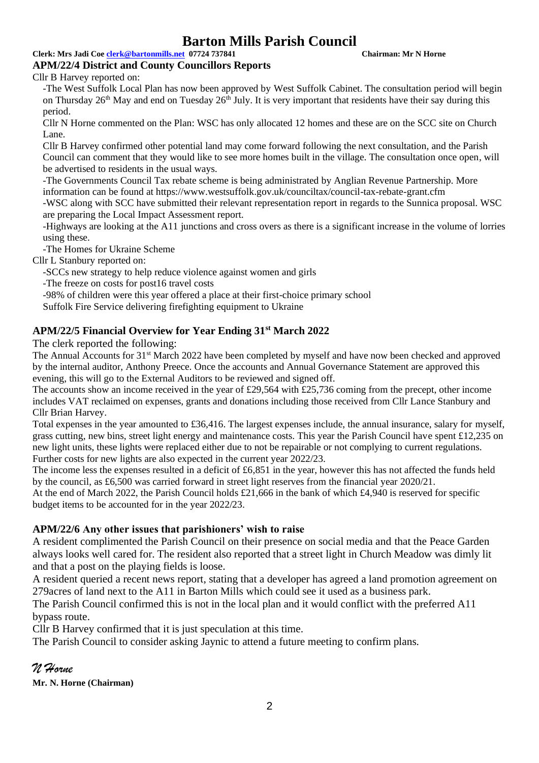# Barton Mills Parish Council

**Clerk: Mrs Jadi Coe clerk@bartonmills.net 07724 737841** **Chairman: Mr N Horne**

## APM/22/4 District and County Councillors Reports

Cllr B Harvey reported on:

-The West Suffolk Local Plan has now been approved by West Suffolk Cabinet. The consultation period will begin on Thursday 26th May and end on Tuesday 26th July. It is very important that residents have their say during this period.

Cllr N Horne commented on the Plan: WSC has only allocated 12 homes and these are on the SCC site on Church Lane.

Cllr B Harvey confirmed other potential land may come forward following the next consultation, and the Parish Council can comment that they would like to see more homes built in the village. The consultation once open, will be advertised to residents in the usual ways.

-The Governments Council Tax rebate scheme is being administrated by Anglian Revenue Partnership. More information can be found at https://www.westsuffolk.gov.uk/counciltax/council-tax-rebate-grant.cfm

-WSC along with SCC have submitted their relevant representation report in regards to the Sunnica proposal. WSC are preparing the Local Impact Assessment report.

-Highways are looking at the A11 junctions and cross overs as there is a significant increase in the volume of lorries using these.

-The Homes for Ukraine Scheme

Cllr L Stanbury reported on:

-SCCs new strategy to help reduce violence against women and girls

-The freeze on costs for post16 travel costs

-98% of children were this year offered a place at their first-choice primary school

Suffolk Fire Service delivering firefighting equipment to Ukraine

## APM/22/5 Financial Overview for Year Ending 31st March 2022

The clerk reported the following:

The Annual Accounts for 31st March 2022 have been completed by myself and have now been checked and approved by the internal auditor, Anthony Preece. Once the accounts and Annual Governance Statement are approved this evening, this will go to the External Auditors to be reviewed and signed off.

The accounts show an income received in the year of £29,564 with £25,736 coming from the precept, other income includes VAT reclaimed on expenses, grants and donations including those received from Cllr Lance Stanbury and Cllr Brian Harvey.

Total expenses in the year amounted to £36,416. The largest expenses include, the annual insurance, salary for myself, grass cutting, new bins, street light energy and maintenance costs. This year the Parish Council have spent £12,235 on new light units, these lights were replaced either due to not be repairable or not complying to current regulations. Further costs for new lights are also expected in the current year 2022/23.

The income less the expenses resulted in a deficit of £6,851 in the year, however this has not affected the funds held by the council, as £6,500 was carried forward in street light reserves from the financial year 2020/21.

At the end of March 2022, the Parish Council holds £21,666 in the bank of which £4,940 is reserved for specific budget items to be accounted for in the year 2022/23.

## APM/22/6 Any other issues that parishioners' wish to raise

A resident complimented the Parish Council on their presence on social media and that the Peace Garden always looks well cared for. The resident also reported that a street light in Church Meadow was dimly lit and that a post on the playing fields is loose.

A resident queried a recent news report, stating that a developer has agreed a land promotion agreement on 279acres of land next to the A11 in Barton Mills which could see it used as a business park.

The Parish Council confirmed this is not in the local plan and it would conflict with the preferred A11 bypass route.

Cllr B Harvey confirmed that it is just speculation at this time.

The Parish Council to consider asking Jaynic to attend a future meeting to confirm plans.

*N Horne*

**Mr. N. Horne (Chairman)**